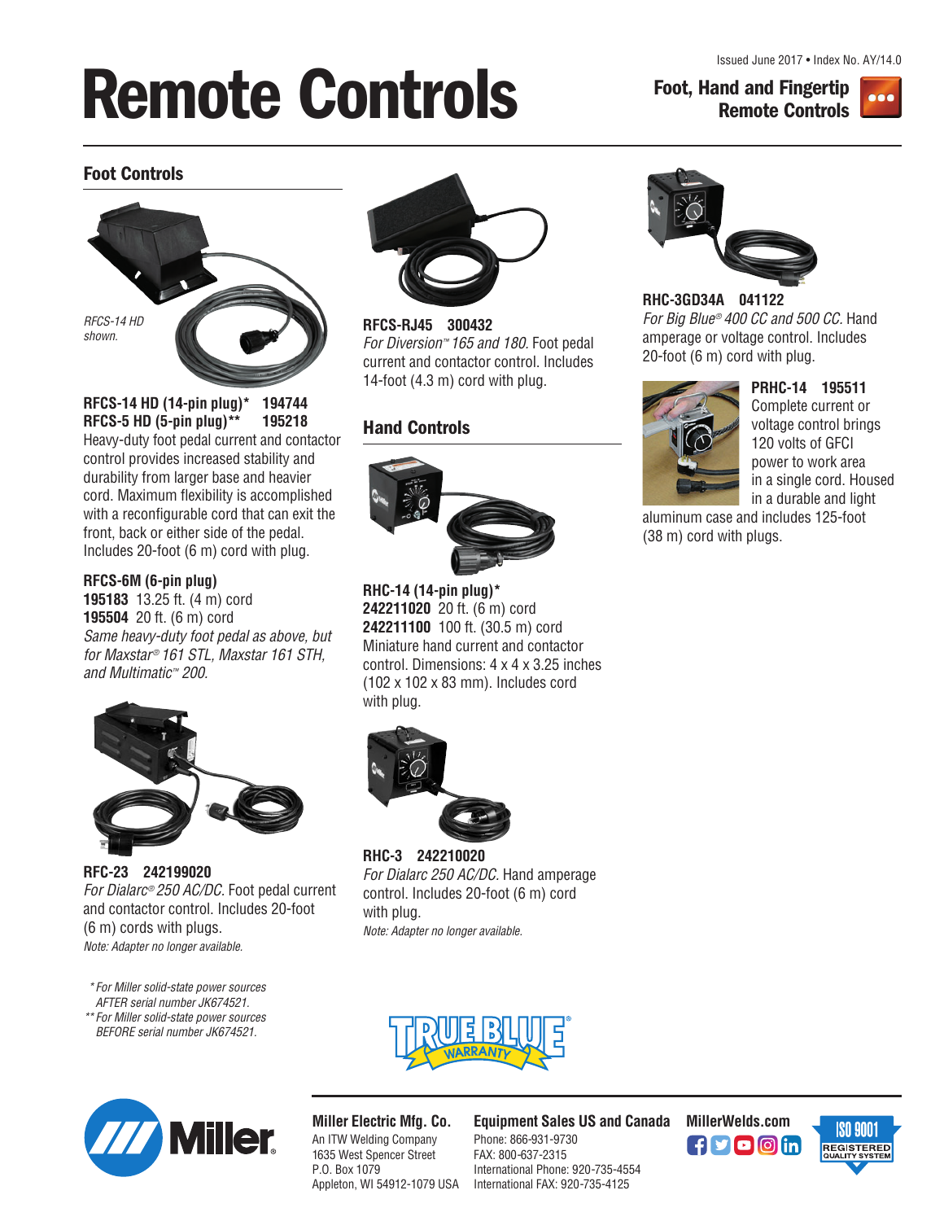Issued June 2017 • Index No. AY/14.0

# Remote Controls

**Foot, Hand and Fingertip Remote Controls**

## Foot Controls

*RFCS-14 HD shown.*

**RFCS-14 HD (14-pin plug)* 194744**
**RFCS-5 HD (5-pin plug)** 195218**
Heavy-duty foot pedal current and contactor control provides increased stability and durability from larger base and heavier cord. Maximum flexibility is accomplished with a reconfigurable cord that can exit the front, back or either side of the pedal. Includes 20-foot (6 m) cord with plug.

**RFCS-6M (6-pin plug)**
**195183** 13.25 ft. (4 m) cord
**195504** 20 ft. (6 m) cord
*Same heavy-duty foot pedal as above, but for Maxstar® 161 STL, Maxstar 161 STH, and Multimatic™ 200.*

**RFC-23 242199020**
*For Dialarc® 250 AC/DC.* Foot pedal current and contactor control. Includes 20-foot (6 m) cords with plugs.
*Note: Adapter no longer available.*

**RFCS-RJ45 300432**
*For Diversion™ 165 and 180.* Foot pedal current and contactor control. Includes 14-foot (4.3 m) cord with plug.

## Hand Controls

**RHC-14 (14-pin plug)***
**242211020** 20 ft. (6 m) cord
**242211100** 100 ft. (30.5 m) cord
Miniature hand current and contactor control. Dimensions: 4 x 4 x 3.25 inches (102 x 102 x 83 mm). Includes cord with plug.

**RHC-3 242210020**
*For Dialarc 250 AC/DC.* Hand amperage control. Includes 20-foot (6 m) cord with plug.
*Note: Adapter no longer available.*

**RHC-3GD34A 041122**
*For Big Blue® 400 CC and 500 CC.* Hand amperage or voltage control. Includes 20-foot (6 m) cord with plug.

**PRHC-14 195511**
Complete current or voltage control brings 120 volts of GFCI power to work area in a single cord. Housed in a durable and light aluminum case and includes 125-foot (38 m) cord with plugs.

*For Miller solid-state power sources AFTER serial number JK674521.
** For Miller solid-state power sources BEFORE serial number JK674521.

TRUE BLUE® WARRANTY

**Miller Electric Mfg. Co.**
An ITW Welding Company
1635 West Spencer Street
P.O. Box 1079
Appleton, WI 54912-1079 USA

**Equipment Sales US and Canada**
Phone: 866-931-9730
FAX: 800-637-2315
International Phone: 920-735-4554
International FAX: 920-735-4125

**MillerWelds.com**

ISO 9001 REGISTERED QUALITY SYSTEM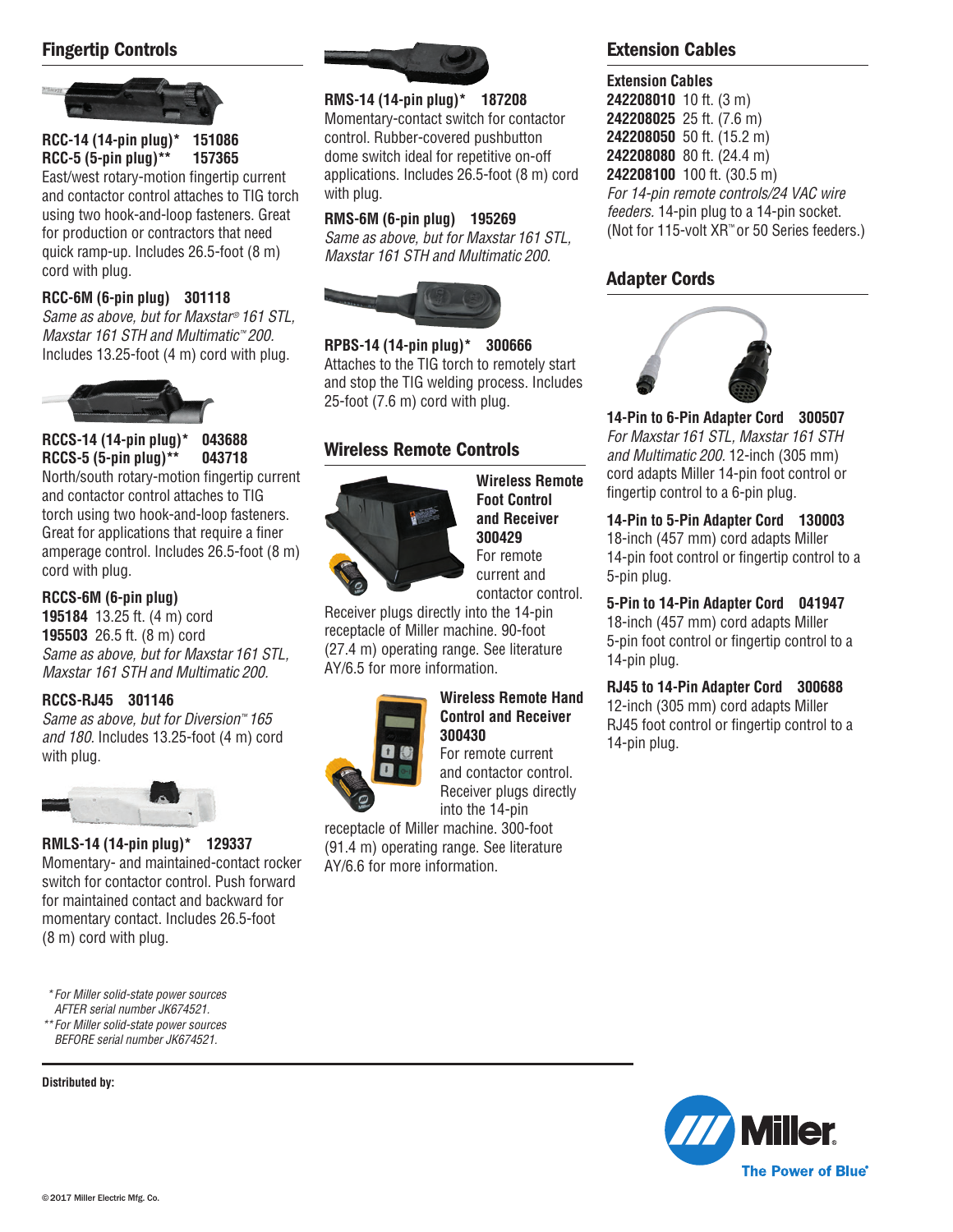## Fingertip Controls

**RCC-14 (14-pin plug)* 151086**
**RCC-5 (5-pin plug)** 157365**
East/west rotary-motion fingertip current and contactor control attaches to TIG torch using two hook-and-loop fasteners. Great for production or contractors that need quick ramp-up. Includes 26.5-foot (8 m) cord with plug.

**RCC-6M (6-pin plug) 301118**
*Same as above, but for Maxstar® 161 STL, Maxstar 161 STH and Multimatic™ 200.* Includes 13.25-foot (4 m) cord with plug.

**RCCS-14 (14-pin plug)* 043688**
**RCCS-5 (5-pin plug)** 043718**
North/south rotary-motion fingertip current and contactor control attaches to TIG torch using two hook-and-loop fasteners. Great for applications that require a finer amperage control. Includes 26.5-foot (8 m) cord with plug.

**RCCS-6M (6-pin plug)**
**195184** 13.25 ft. (4 m) cord
**195503** 26.5 ft. (8 m) cord
*Same as above, but for Maxstar 161 STL, Maxstar 161 STH and Multimatic 200.*

**RCCS-RJ45 301146**
*Same as above, but for Diversion™ 165 and 180.* Includes 13.25-foot (4 m) cord with plug.

**RMLS-14 (14-pin plug)* 129337**
Momentary- and maintained-contact rocker switch for contactor control. Push forward for maintained contact and backward for momentary contact. Includes 26.5-foot (8 m) cord with plug.

**RMS-14 (14-pin plug)* 187208**
Momentary-contact switch for contactor control. Rubber-covered pushbutton dome switch ideal for repetitive on-off applications. Includes 26.5-foot (8 m) cord with plug.

**RMS-6M (6-pin plug) 195269**
*Same as above, but for Maxstar 161 STL, Maxstar 161 STH and Multimatic 200.*

**RPBS-14 (14-pin plug)* 300666**
Attaches to the TIG torch to remotely start and stop the TIG welding process. Includes 25-foot (7.6 m) cord with plug.

*\*For Miller solid-state power sources AFTER serial number JK674521.*
*\*\*For Miller solid-state power sources BEFORE serial number JK674521.*

## Wireless Remote Controls

**Wireless Remote Foot Control and Receiver 300429**
For remote current and contactor control. Receiver plugs directly into the 14-pin receptacle of Miller machine. 90-foot (27.4 m) operating range. See literature AY/6.5 for more information.

**Wireless Remote Hand Control and Receiver 300430**
For remote current and contactor control. Receiver plugs directly into the 14-pin receptacle of Miller machine. 300-foot (91.4 m) operating range. See literature AY/6.6 for more information.

## Extension Cables

**Extension Cables**
**242208010** 10 ft. (3 m)
**242208025** 25 ft. (7.6 m)
**242208050** 50 ft. (15.2 m)
**242208080** 80 ft. (24.4 m)
**242208100** 100 ft. (30.5 m)
*For 14-pin remote controls/24 VAC wire feeders.* 14-pin plug to a 14-pin socket. (Not for 115-volt XR™ or 50 Series feeders.)

## Adapter Cords

**14-Pin to 6-Pin Adapter Cord 300507**
*For Maxstar 161 STL, Maxstar 161 STH and Multimatic 200.* 12-inch (305 mm) cord adapts Miller 14-pin foot control or fingertip control to a 6-pin plug.

**14-Pin to 5-Pin Adapter Cord 130003**
18-inch (457 mm) cord adapts Miller 14-pin foot control or fingertip control to a 5-pin plug.

**5-Pin to 14-Pin Adapter Cord 041947**
18-inch (457 mm) cord adapts Miller 5-pin foot control or fingertip control to a 14-pin plug.

**RJ45 to 14-Pin Adapter Cord 300688**
12-inch (305 mm) cord adapts Miller RJ45 foot control or fingertip control to a 14-pin plug.

**Distributed by:**

Miller. The Power of Blue®

© 2017 Miller Electric Mfg. Co.